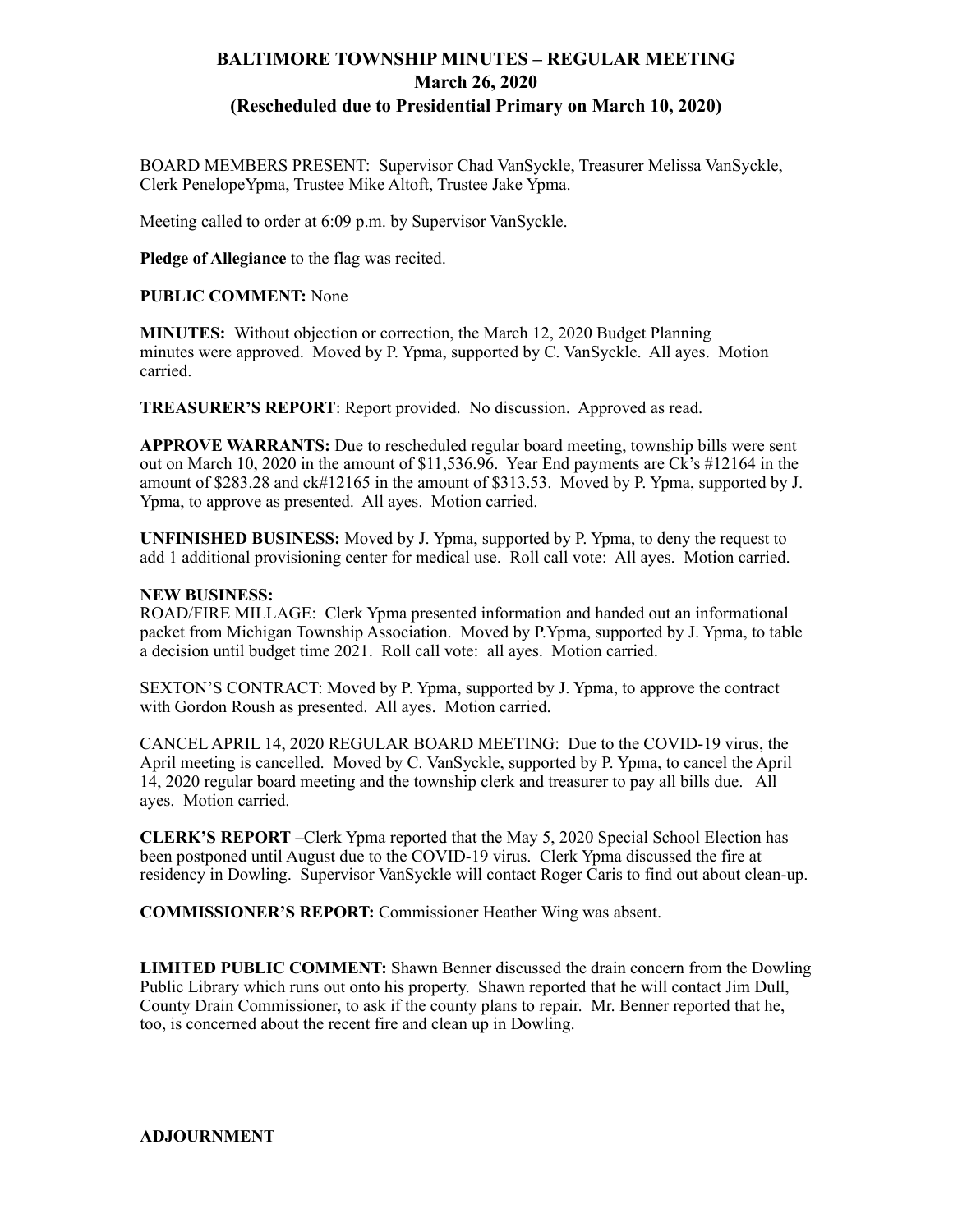# BALTIMORE TOWNSHIP MINUTES – REGULAR MEETING
## March 26, 2020
## (Rescheduled due to Presidential Primary on March 10, 2020)

BOARD MEMBERS PRESENT: Supervisor Chad VanSyckle, Treasurer Melissa VanSyckle, Clerk PenelopeYpma, Trustee Mike Altoft, Trustee Jake Ypma.

Meeting called to order at 6:09 p.m. by Supervisor VanSyckle.

**Pledge of Allegiance** to the flag was recited.

**PUBLIC COMMENT:** None

**MINUTES:** Without objection or correction, the March 12, 2020 Budget Planning minutes were approved. Moved by P. Ypma, supported by C. VanSyckle. All ayes. Motion carried.

**TREASURER'S REPORT**: Report provided. No discussion. Approved as read.

**APPROVE WARRANTS:** Due to rescheduled regular board meeting, township bills were sent out on March 10, 2020 in the amount of $11,536.96. Year End payments are Ck's #12164 in the amount of $283.28 and ck#12165 in the amount of $313.53. Moved by P. Ypma, supported by J. Ypma, to approve as presented. All ayes. Motion carried.

**UNFINISHED BUSINESS:** Moved by J. Ypma, supported by P. Ypma, to deny the request to add 1 additional provisioning center for medical use. Roll call vote: All ayes. Motion carried.

**NEW BUSINESS:**
ROAD/FIRE MILLAGE: Clerk Ypma presented information and handed out an informational packet from Michigan Township Association. Moved by P.Ypma, supported by J. Ypma, to table a decision until budget time 2021. Roll call vote: all ayes. Motion carried.

SEXTON'S CONTRACT: Moved by P. Ypma, supported by J. Ypma, to approve the contract with Gordon Roush as presented. All ayes. Motion carried.

CANCEL APRIL 14, 2020 REGULAR BOARD MEETING: Due to the COVID-19 virus, the April meeting is cancelled. Moved by C. VanSyckle, supported by P. Ypma, to cancel the April 14, 2020 regular board meeting and the township clerk and treasurer to pay all bills due. All ayes. Motion carried.

**CLERK'S REPORT** –Clerk Ypma reported that the May 5, 2020 Special School Election has been postponed until August due to the COVID-19 virus. Clerk Ypma discussed the fire at residency in Dowling. Supervisor VanSyckle will contact Roger Caris to find out about clean-up.

**COMMISSIONER'S REPORT:** Commissioner Heather Wing was absent.

**LIMITED PUBLIC COMMENT:** Shawn Benner discussed the drain concern from the Dowling Public Library which runs out onto his property. Shawn reported that he will contact Jim Dull, County Drain Commissioner, to ask if the county plans to repair. Mr. Benner reported that he, too, is concerned about the recent fire and clean up in Dowling.

**ADJOURNMENT**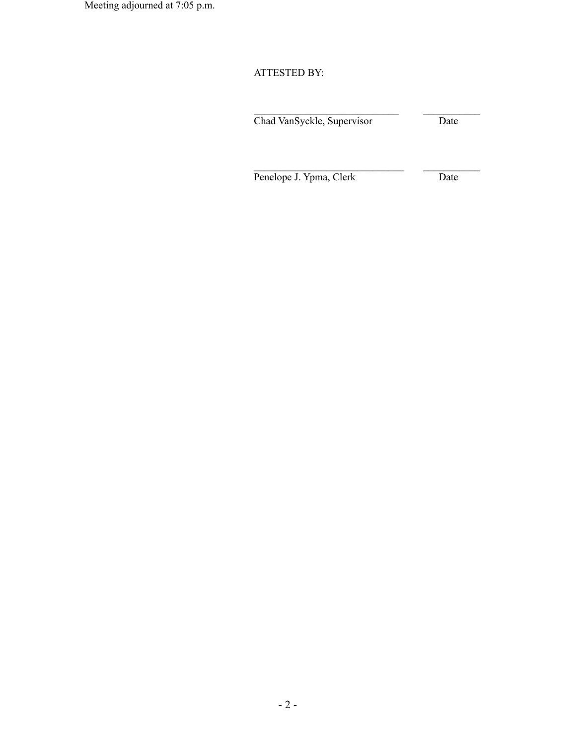Meeting adjourned at 7:05 p.m.

ATTESTED BY:

\_\_\_\_\_\_\_\_\_\_\_\_\_\_\_\_\_\_\_\_\_\_\_\_\_\_\_\_ \_\_\_\_\_\_\_\_\_\_\_
Chad VanSyckle, Supervisor Date

\_\_\_\_\_\_\_\_\_\_\_\_\_\_\_\_\_\_\_\_\_\_\_\_\_\_\_\_\_ \_\_\_\_\_\_\_\_\_\_\_
Penelope J. Ypma, Clerk Date